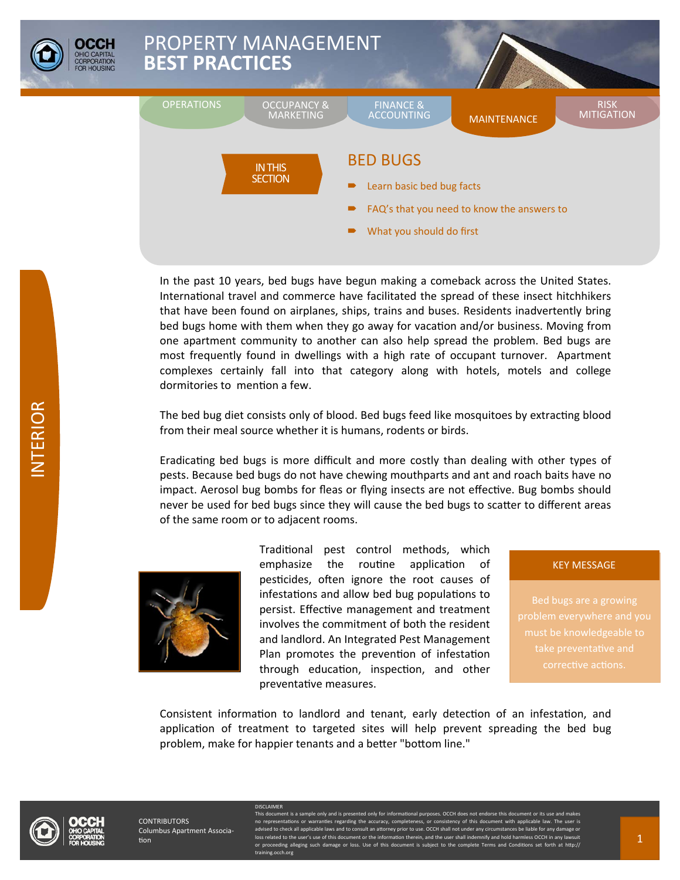# PROPERTY MANAGEMENT **BEST PRACTICES**

OPERATIONS | OCCUPANCY & MARKETING | FINANCE & ACCOUNTING | MAINTENANCE | RISK MITIGATION

INTERIOR

**IN THIS SECTION**

## BED BUGS

- Learn basic bed bug facts
- FAQ's that you need to know the answers to
- What you should do first

In the past 10 years, bed bugs have begun making a comeback across the United States. International travel and commerce have facilitated the spread of these insect hitchhikers that have been found on airplanes, ships, trains and buses. Residents inadvertently bring bed bugs home with them when they go away for vacation and/or business. Moving from one apartment community to another can also help spread the problem. Bed bugs are most frequently found in dwellings with a high rate of occupant turnover. Apartment complexes certainly fall into that category along with hotels, motels and college dormitories to mention a few.

The bed bug diet consists only of blood. Bed bugs feed like mosquitoes by extracting blood from their meal source whether it is humans, rodents or birds.

Eradicating bed bugs is more difficult and more costly than dealing with other types of pests. Because bed bugs do not have chewing mouthparts and ant and roach baits have no impact. Aerosol bug bombs for fleas or flying insects are not effective. Bug bombs should never be used for bed bugs since they will cause the bed bugs to scatter to different areas of the same room or to adjacent rooms.

Traditional pest control methods, which emphasize the routine application of pesticides, often ignore the root causes of infestations and allow bed bug populations to persist. Effective management and treatment involves the commitment of both the resident and landlord. An Integrated Pest Management Plan promotes the prevention of infestation through education, inspection, and other preventative measures.

**KEY MESSAGE**

Bed bugs are a growing problem everywhere and you must be knowledgeable to take preventative and corrective actions.

Consistent information to landlord and tenant, early detection of an infestation, and application of treatment to targeted sites will help prevent spreading the bed bug problem, make for happier tenants and a better "bottom line."

CONTRIBUTORS
Columbus Apartment Association

DISCLAIMER
This document is a sample only and is presented only for informational purposes. OCCH does not endorse this document or its use and makes no representations or warranties regarding the accuracy, completeness, or consistency of this document with applicable law. The user is advised to check all applicable laws and to consult an attorney prior to use. OCCH shall not under any circumstances be liable for any damage or loss related to the user's use of this document or the information therein, and the user shall indemnify and hold harmless OCCH in any lawsuit or proceeding alleging such damage or loss. Use of this document is subject to the complete Terms and Conditions set forth at http://training.occh.org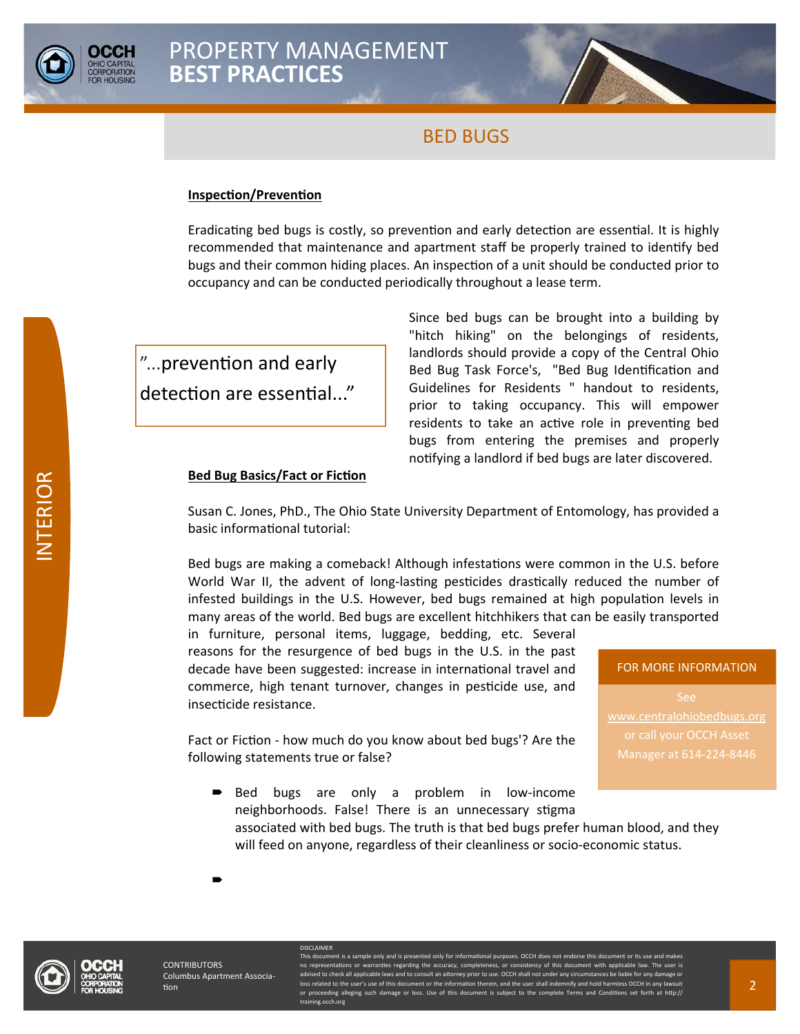# BED BUGS

**Inspection/Prevention**

Eradicating bed bugs is costly, so prevention and early detection are essential. It is highly recommended that maintenance and apartment staff be properly trained to identify bed bugs and their common hiding places. An inspection of a unit should be conducted prior to occupancy and can be conducted periodically throughout a lease term.

> "...prevention and early detection are essential..."

Since bed bugs can be brought into a building by "hitch hiking" on the belongings of residents, landlords should provide a copy of the Central Ohio Bed Bug Task Force's, "Bed Bug Identification and Guidelines for Residents " handout to residents, prior to taking occupancy. This will empower residents to take an active role in preventing bed bugs from entering the premises and properly notifying a landlord if bed bugs are later discovered.

**Bed Bug Basics/Fact or Fiction**

Susan C. Jones, PhD., The Ohio State University Department of Entomology, has provided a basic informational tutorial:

Bed bugs are making a comeback! Although infestations were common in the U.S. before World War II, the advent of long-lasting pesticides drastically reduced the number of infested buildings in the U.S. However, bed bugs remained at high population levels in many areas of the world. Bed bugs are excellent hitchhikers that can be easily transported in furniture, personal items, luggage, bedding, etc. Several reasons for the resurgence of bed bugs in the U.S. in the past decade have been suggested: increase in international travel and commerce, high tenant turnover, changes in pesticide use, and insecticide resistance.

Fact or Fiction - how much do you know about bed bugs'? Are the following statements true or false?

- Bed bugs are only a problem in low-income neighborhoods. False! There is an unnecessary stigma associated with bed bugs. The truth is that bed bugs prefer human blood, and they will feed on anyone, regardless of their cleanliness or socio-economic status.
-

**FOR MORE INFORMATION**

See www.centralohiobedbugs.org or call your OCCH Asset Manager at 614-224-8446

CONTRIBUTORS
Columbus Apartment Association

DISCLAIMER
This document is a sample only and is presented only for informational purposes. OCCH does not endorse this document or its use and makes no representations or warranties regarding the accuracy, completeness, or consistency of this document with applicable law. The user is advised to check all applicable laws and to consult an attorney prior to use. OCCH shall not under any circumstances be liable for any damage or loss related to the user's use of this document or the information therein, and the user shall indemnify and hold harmless OCCH in any lawsuit or proceeding alleging such damage or loss. Use of this document is subject to the complete Terms and Conditions set forth at http://training.occh.org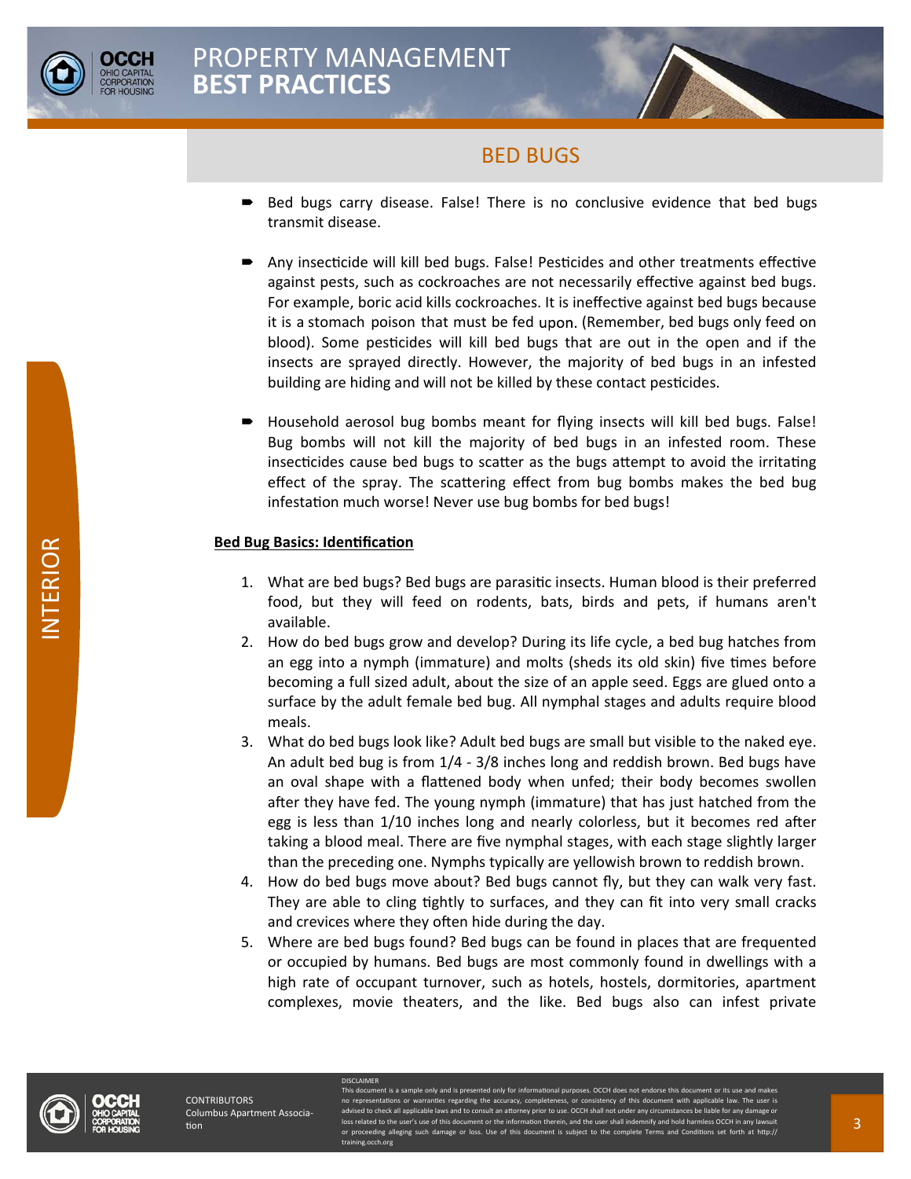## BED BUGS

- Bed bugs carry disease. False! There is no conclusive evidence that bed bugs transmit disease.

- Any insecticide will kill bed bugs. False! Pesticides and other treatments effective against pests, such as cockroaches are not necessarily effective against bed bugs. For example, boric acid kills cockroaches. It is ineffective against bed bugs because it is a stomach poison that must be fed upon. (Remember, bed bugs only feed on blood). Some pesticides will kill bed bugs that are out in the open and if the insects are sprayed directly. However, the majority of bed bugs in an infested building are hiding and will not be killed by these contact pesticides.

- Household aerosol bug bombs meant for flying insects will kill bed bugs. False! Bug bombs will not kill the majority of bed bugs in an infested room. These insecticides cause bed bugs to scatter as the bugs attempt to avoid the irritating effect of the spray. The scattering effect from bug bombs makes the bed bug infestation much worse! Never use bug bombs for bed bugs!

**Bed Bug Basics: Identification**

1. What are bed bugs? Bed bugs are parasitic insects. Human blood is their preferred food, but they will feed on rodents, bats, birds and pets, if humans aren't available.
2. How do bed bugs grow and develop? During its life cycle, a bed bug hatches from an egg into a nymph (immature) and molts (sheds its old skin) five times before becoming a full sized adult, about the size of an apple seed. Eggs are glued onto a surface by the adult female bed bug. All nymphal stages and adults require blood meals.
3. What do bed bugs look like? Adult bed bugs are small but visible to the naked eye. An adult bed bug is from 1/4 - 3/8 inches long and reddish brown. Bed bugs have an oval shape with a flattened body when unfed; their body becomes swollen after they have fed. The young nymph (immature) that has just hatched from the egg is less than 1/10 inches long and nearly colorless, but it becomes red after taking a blood meal. There are five nymphal stages, with each stage slightly larger than the preceding one. Nymphs typically are yellowish brown to reddish brown.
4. How do bed bugs move about? Bed bugs cannot fly, but they can walk very fast. They are able to cling tightly to surfaces, and they can fit into very small cracks and crevices where they often hide during the day.
5. Where are bed bugs found? Bed bugs can be found in places that are frequented or occupied by humans. Bed bugs are most commonly found in dwellings with a high rate of occupant turnover, such as hotels, hostels, dormitories, apartment complexes, movie theaters, and the like. Bed bugs also can infest private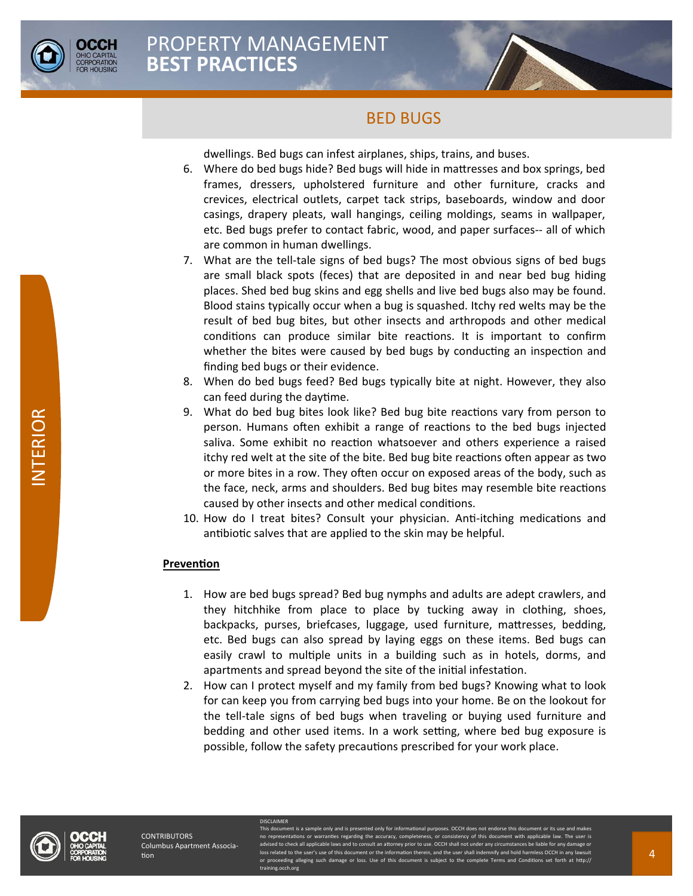dwellings. Bed bugs can infest airplanes, ships, trains, and buses.

6. Where do bed bugs hide? Bed bugs will hide in mattresses and box springs, bed frames, dressers, upholstered furniture and other furniture, cracks and crevices, electrical outlets, carpet tack strips, baseboards, window and door casings, drapery pleats, wall hangings, ceiling moldings, seams in wallpaper, etc. Bed bugs prefer to contact fabric, wood, and paper surfaces-- all of which are common in human dwellings.
7. What are the tell-tale signs of bed bugs? The most obvious signs of bed bugs are small black spots (feces) that are deposited in and near bed bug hiding places. Shed bed bug skins and egg shells and live bed bugs also may be found. Blood stains typically occur when a bug is squashed. Itchy red welts may be the result of bed bug bites, but other insects and arthropods and other medical conditions can produce similar bite reactions. It is important to confirm whether the bites were caused by bed bugs by conducting an inspection and finding bed bugs or their evidence.
8. When do bed bugs feed? Bed bugs typically bite at night. However, they also can feed during the daytime.
9. What do bed bug bites look like? Bed bug bite reactions vary from person to person. Humans often exhibit a range of reactions to the bed bugs injected saliva. Some exhibit no reaction whatsoever and others experience a raised itchy red welt at the site of the bite. Bed bug bite reactions often appear as two or more bites in a row. They often occur on exposed areas of the body, such as the face, neck, arms and shoulders. Bed bug bites may resemble bite reactions caused by other insects and other medical conditions.
10. How do I treat bites? Consult your physician. Anti-itching medications and antibiotic salves that are applied to the skin may be helpful.

**Prevention**

1. How are bed bugs spread? Bed bug nymphs and adults are adept crawlers, and they hitchhike from place to place by tucking away in clothing, shoes, backpacks, purses, briefcases, luggage, used furniture, mattresses, bedding, etc. Bed bugs can also spread by laying eggs on these items. Bed bugs can easily crawl to multiple units in a building such as in hotels, dorms, and apartments and spread beyond the site of the initial infestation.
2. How can I protect myself and my family from bed bugs? Knowing what to look for can keep you from carrying bed bugs into your home. Be on the lookout for the tell-tale signs of bed bugs when traveling or buying used furniture and bedding and other used items. In a work setting, where bed bug exposure is possible, follow the safety precautions prescribed for your work place.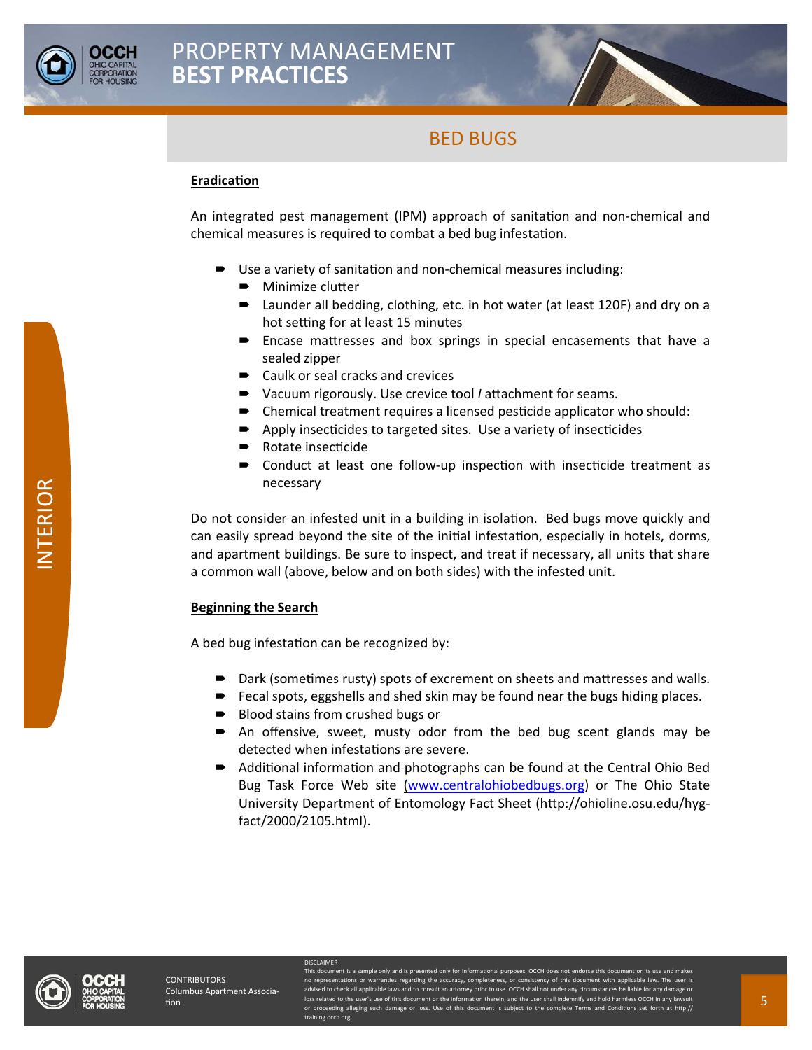## BED BUGS

**Eradication**

An integrated pest management (IPM) approach of sanitation and non-chemical and chemical measures is required to combat a bed bug infestation.

- Use a variety of sanitation and non-chemical measures including:
  - Minimize clutter
  - Launder all bedding, clothing, etc. in hot water (at least 120F) and dry on a hot setting for at least 15 minutes
  - Encase mattresses and box springs in special encasements that have a sealed zipper
  - Caulk or seal cracks and crevices
  - Vacuum rigorously. Use crevice tool / attachment for seams.
  - Chemical treatment requires a licensed pesticide applicator who should:
  - Apply insecticides to targeted sites. Use a variety of insecticides
  - Rotate insecticide
  - Conduct at least one follow-up inspection with insecticide treatment as necessary

Do not consider an infested unit in a building in isolation. Bed bugs move quickly and can easily spread beyond the site of the initial infestation, especially in hotels, dorms, and apartment buildings. Be sure to inspect, and treat if necessary, all units that share a common wall (above, below and on both sides) with the infested unit.

**Beginning the Search**

A bed bug infestation can be recognized by:

- Dark (sometimes rusty) spots of excrement on sheets and mattresses and walls.
- Fecal spots, eggshells and shed skin may be found near the bugs hiding places.
- Blood stains from crushed bugs or
- An offensive, sweet, musty odor from the bed bug scent glands may be detected when infestations are severe.
- Additional information and photographs can be found at the Central Ohio Bed Bug Task Force Web site (www.centralohiobedbugs.org) or The Ohio State University Department of Entomology Fact Sheet (http://ohioline.osu.edu/hyg-fact/2000/2105.html).

CONTRIBUTORS
Columbus Apartment Association

DISCLAIMER
This document is a sample only and is presented only for informational purposes. OCCH does not endorse this document or its use and makes no representations or warranties regarding the accuracy, completeness, or consistency of this document with applicable law. The user is advised to check all applicable laws and to consult an attorney prior to use. OCCH shall not under any circumstances be liable for any damage or loss related to the user's use of this document or the information therein, and the user shall indemnify and hold harmless OCCH in any lawsuit or proceeding alleging such damage or loss. Use of this document is subject to the complete Terms and Conditions set forth at http://training.occh.org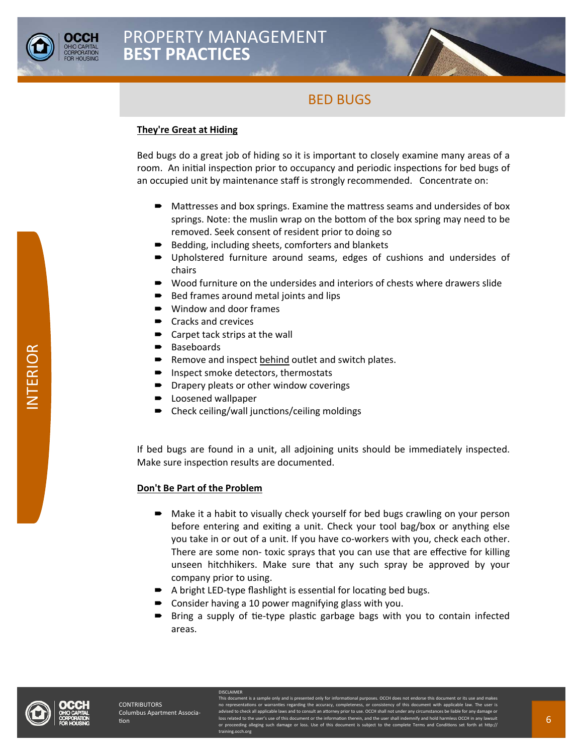# BED BUGS

## They're Great at Hiding

Bed bugs do a great job of hiding so it is important to closely examine many areas of a room. An initial inspection prior to occupancy and periodic inspections for bed bugs of an occupied unit by maintenance staff is strongly recommended. Concentrate on:

- Mattresses and box springs. Examine the mattress seams and undersides of box springs. Note: the muslin wrap on the bottom of the box spring may need to be removed. Seek consent of resident prior to doing so
- Bedding, including sheets, comforters and blankets
- Upholstered furniture around seams, edges of cushions and undersides of chairs
- Wood furniture on the undersides and interiors of chests where drawers slide
- Bed frames around metal joints and lips
- Window and door frames
- Cracks and crevices
- Carpet tack strips at the wall
- Baseboards
- Remove and inspect behind outlet and switch plates.
- Inspect smoke detectors, thermostats
- Drapery pleats or other window coverings
- Loosened wallpaper
- Check ceiling/wall junctions/ceiling moldings

If bed bugs are found in a unit, all adjoining units should be immediately inspected. Make sure inspection results are documented.

## Don't Be Part of the Problem

- Make it a habit to visually check yourself for bed bugs crawling on your person before entering and exiting a unit. Check your tool bag/box or anything else you take in or out of a unit. If you have co-workers with you, check each other. There are some non- toxic sprays that you can use that are effective for killing unseen hitchhikers. Make sure that any such spray be approved by your company prior to using.
- A bright LED-type flashlight is essential for locating bed bugs.
- Consider having a 10 power magnifying glass with you.
- Bring a supply of tie-type plastic garbage bags with you to contain infected areas.

CONTRIBUTORS
Columbus Apartment Association

DISCLAIMER
This document is a sample only and is presented only for informational purposes. OCCH does not endorse this document or its use and makes no representations or warranties regarding the accuracy, completeness, or consistency of this document with applicable law. The user is advised to check all applicable laws and to consult an attorney prior to use. OCCH shall not under any circumstances be liable for any damage or loss related to the user's use of this document or the information therein, and the user shall indemnify and hold harmless OCCH in any lawsuit or proceeding alleging such damage or loss. Use of this document is subject to the complete Terms and Conditions set forth at http://training.occh.org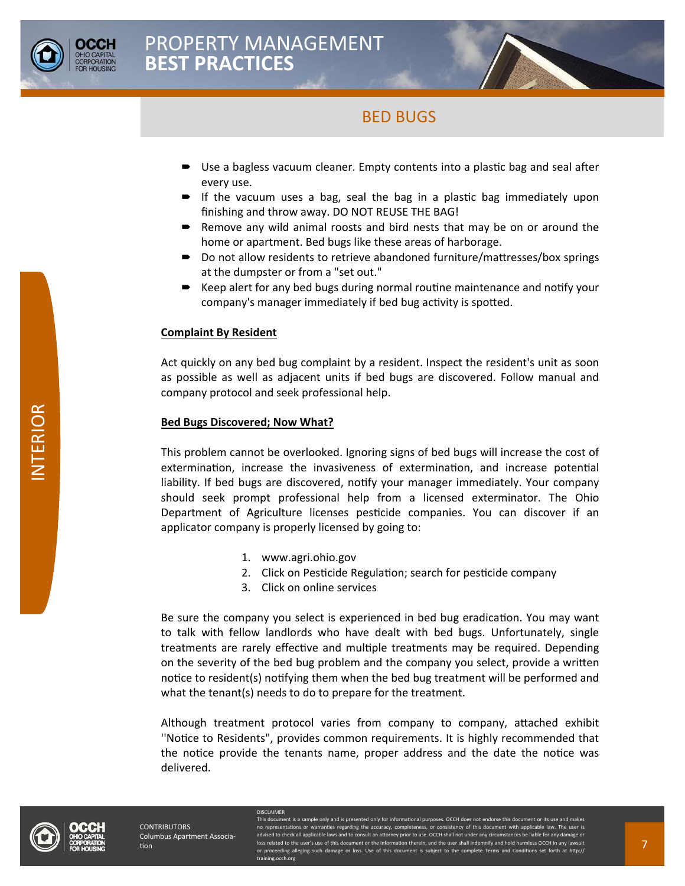## BED BUGS

- Use a bagless vacuum cleaner. Empty contents into a plastic bag and seal after every use.
- If the vacuum uses a bag, seal the bag in a plastic bag immediately upon finishing and throw away. DO NOT REUSE THE BAG!
- Remove any wild animal roosts and bird nests that may be on or around the home or apartment. Bed bugs like these areas of harborage.
- Do not allow residents to retrieve abandoned furniture/mattresses/box springs at the dumpster or from a "set out."
- Keep alert for any bed bugs during normal routine maintenance and notify your company's manager immediately if bed bug activity is spotted.

**Complaint By Resident**

Act quickly on any bed bug complaint by a resident. Inspect the resident's unit as soon as possible as well as adjacent units if bed bugs are discovered. Follow manual and company protocol and seek professional help.

**Bed Bugs Discovered; Now What?**

This problem cannot be overlooked. Ignoring signs of bed bugs will increase the cost of extermination, increase the invasiveness of extermination, and increase potential liability. If bed bugs are discovered, notify your manager immediately. Your company should seek prompt professional help from a licensed exterminator. The Ohio Department of Agriculture licenses pesticide companies. You can discover if an applicator company is properly licensed by going to:

1. www.agri.ohio.gov
2. Click on Pesticide Regulation; search for pesticide company
3. Click on online services

Be sure the company you select is experienced in bed bug eradication. You may want to talk with fellow landlords who have dealt with bed bugs. Unfortunately, single treatments are rarely effective and multiple treatments may be required. Depending on the severity of the bed bug problem and the company you select, provide a written notice to resident(s) notifying them when the bed bug treatment will be performed and what the tenant(s) needs to do to prepare for the treatment.

Although treatment protocol varies from company to company, attached exhibit ''Notice to Residents", provides common requirements. It is highly recommended that the notice provide the tenants name, proper address and the date the notice was delivered.

CONTRIBUTORS
Columbus Apartment Association

DISCLAIMER
This document is a sample only and is presented only for informational purposes. OCCH does not endorse this document or its use and makes no representations or warranties regarding the accuracy, completeness, or consistency of this document with applicable law. The user is advised to check all applicable laws and to consult an attorney prior to use. OCCH shall not under any circumstances be liable for any damage or loss related to the user's use of this document or the information therein, and the user shall indemnify and hold harmless OCCH in any lawsuit or proceeding alleging such damage or loss. Use of this document is subject to the complete Terms and Conditions set forth at http://training.occh.org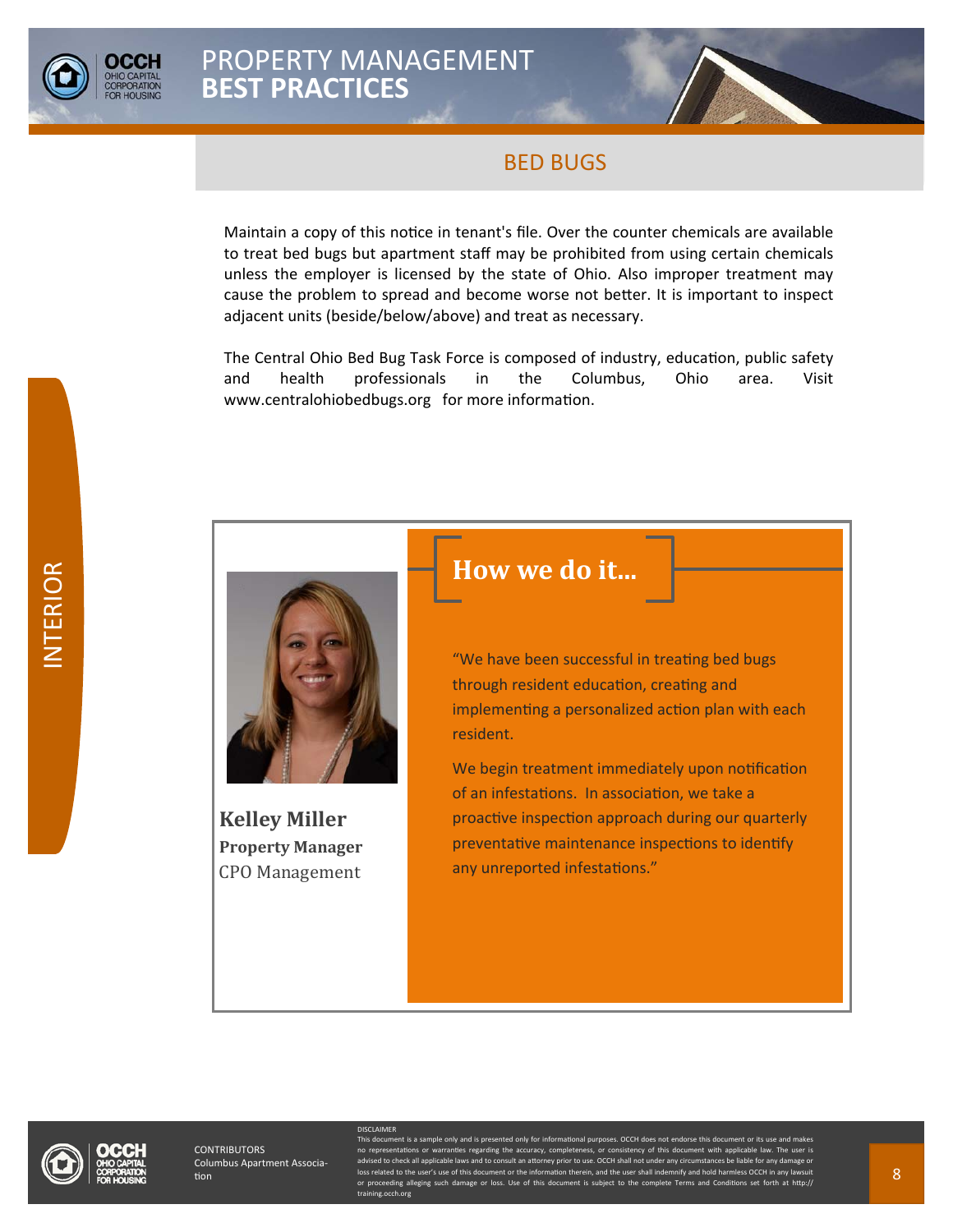## BED BUGS

Maintain a copy of this notice in tenant's file. Over the counter chemicals are available to treat bed bugs but apartment staff may be prohibited from using certain chemicals unless the employer is licensed by the state of Ohio. Also improper treatment may cause the problem to spread and become worse not better. It is important to inspect adjacent units (beside/below/above) and treat as necessary.

The Central Ohio Bed Bug Task Force is composed of industry, education, public safety and health professionals in the Columbus, Ohio area. Visit www.centralohiobedbugs.org for more information.

### How we do it...

"We have been successful in treating bed bugs through resident education, creating and implementing a personalized action plan with each resident.

We begin treatment immediately upon notification of an infestations. In association, we take a proactive inspection approach during our quarterly preventative maintenance inspections to identify any unreported infestations."

**Kelley Miller**
**Property Manager**
CPO Management

CONTRIBUTORS
Columbus Apartment Association

DISCLAIMER
This document is a sample only and is presented only for informational purposes. OCCH does not endorse this document or its use and makes no representations or warranties regarding the accuracy, completeness, or consistency of this document with applicable law. The user is advised to check all applicable laws and to consult an attorney prior to use. OCCH shall not under any circumstances be liable for any damage or loss related to the user's use of this document or the information therein, and the user shall indemnify and hold harmless OCCH in any lawsuit or proceeding alleging such damage or loss. Use of this document is subject to the complete Terms and Conditions set forth at http://training.occh.org